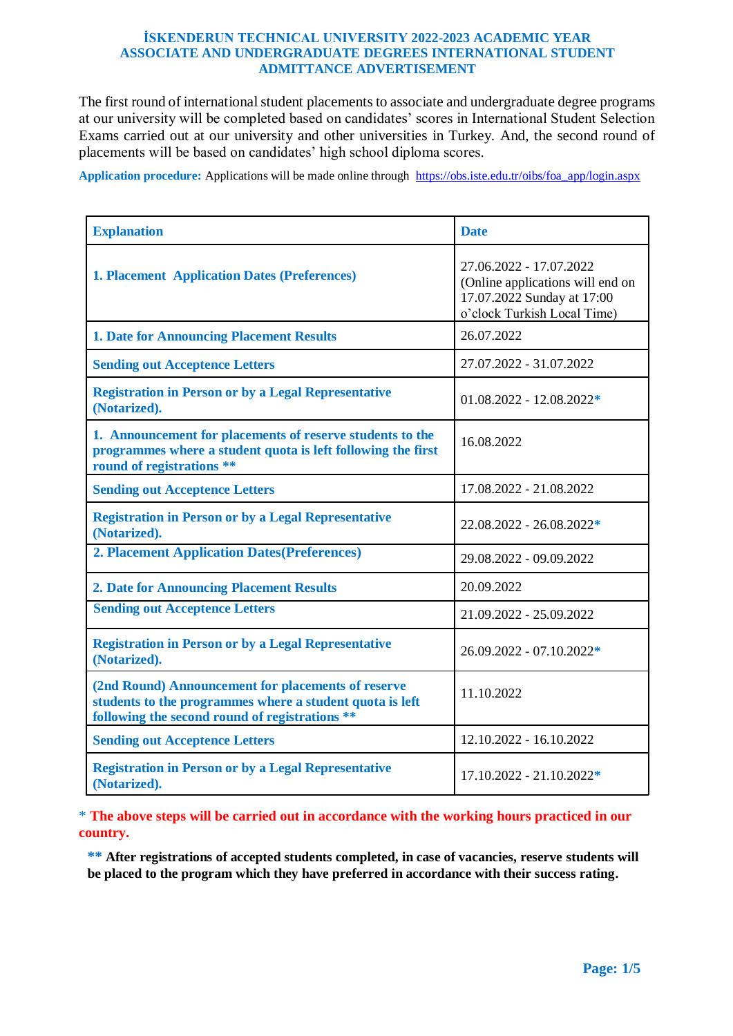# İSKENDERUN TECHNICAL UNIVERSITY 2022-2023 ACADEMIC YEAR ASSOCIATE AND UNDERGRADUATE DEGREES INTERNATIONAL STUDENT ADMITTANCE ADVERTISEMENT

The first round of international student placements to associate and undergraduate degree programs at our university will be completed based on candidates' scores in International Student Selection Exams carried out at our university and other universities in Turkey. And, the second round of placements will be based on candidates' high school diploma scores.

**Application procedure:** Applications will be made online through https://obs.iste.edu.tr/oibs/foa_app/login.aspx

| **Explanation** | **Date** |
|---|---|
| **1. Placement Application Dates (Preferences)** | 27.06.2022 - 17.07.2022 (Online applications will end on 17.07.2022 Sunday at 17:00 o'clock Turkish Local Time) |
| **1. Date for Announcing Placement Results** | 26.07.2022 |
| **Sending out Acceptence Letters** | 27.07.2022 - 31.07.2022 |
| **Registration in Person or by a Legal Representative (Notarized).** | 01.08.2022 - 12.08.2022* |
| **1. Announcement for placements of reserve students to the programmes where a student quota is left following the first round of registrations \*\*** | 16.08.2022 |
| **Sending out Acceptence Letters** | 17.08.2022 - 21.08.2022 |
| **Registration in Person or by a Legal Representative (Notarized).** | 22.08.2022 - 26.08.2022* |
| **2. Placement Application Dates(Preferences)** | 29.08.2022 - 09.09.2022 |
| **2. Date for Announcing Placement Results** | 20.09.2022 |
| **Sending out Acceptence Letters** | 21.09.2022 - 25.09.2022 |
| **Registration in Person or by a Legal Representative (Notarized).** | 26.09.2022 - 07.10.2022* |
| **(2nd Round) Announcement for placements of reserve students to the programmes where a student quota is left following the second round of registrations \*\*** | 11.10.2022 |
| **Sending out Acceptence Letters** | 12.10.2022 - 16.10.2022 |
| **Registration in Person or by a Legal Representative (Notarized).** | 17.10.2022 - 21.10.2022* |

\* **The above steps will be carried out in accordance with the working hours practiced in our country.**

**\*\* After registrations of accepted students completed, in case of vacancies, reserve students will be placed to the program which they have preferred in accordance with their success rating.**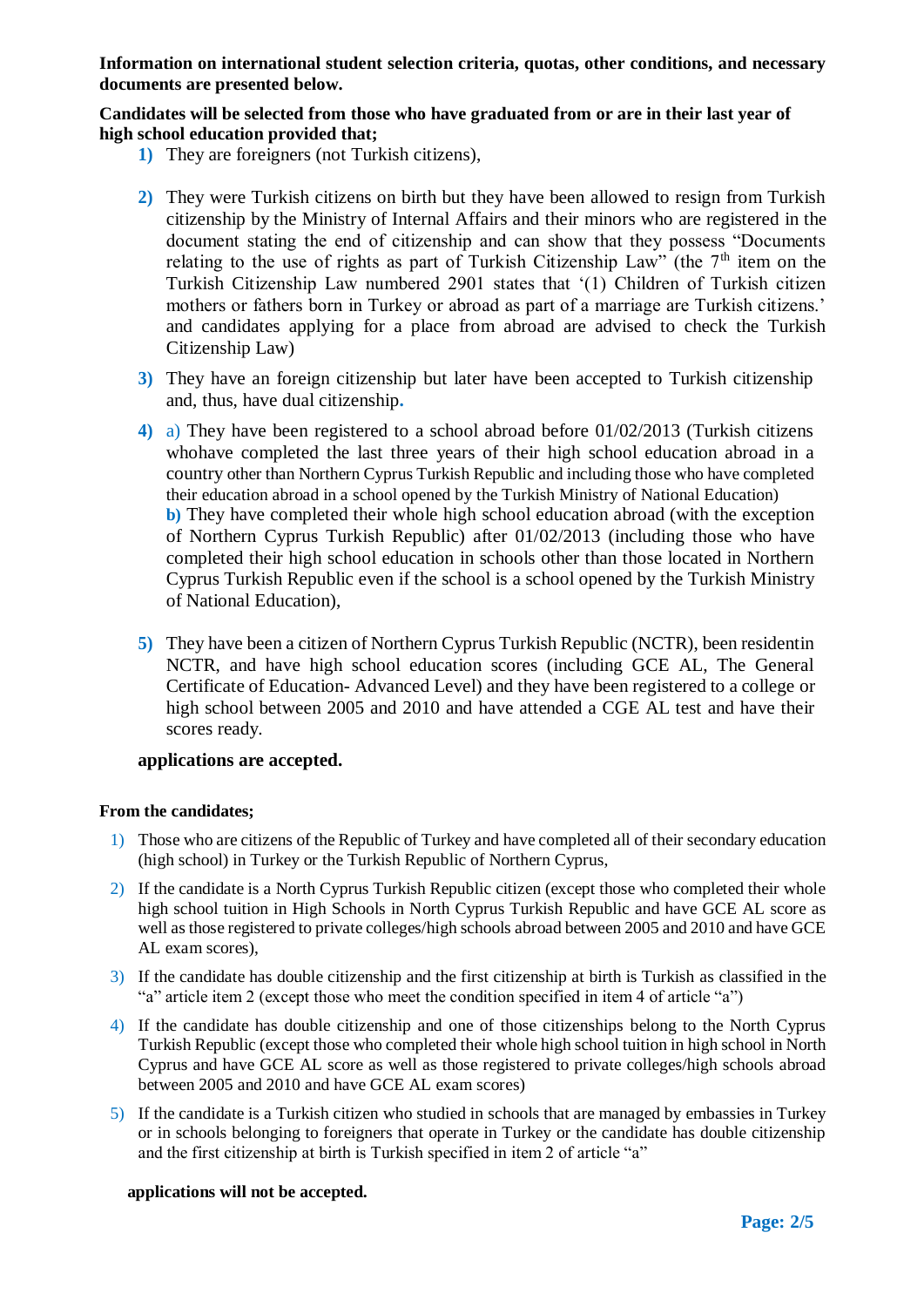**Information on international student selection criteria, quotas, other conditions, and necessary documents are presented below.**

**Candidates will be selected from those who have graduated from or are in their last year of high school education provided that;**

1) They are foreigners (not Turkish citizens),

2) They were Turkish citizens on birth but they have been allowed to resign from Turkish citizenship by the Ministry of Internal Affairs and their minors who are registered in the document stating the end of citizenship and can show that they possess "Documents relating to the use of rights as part of Turkish Citizenship Law" (the 7th item on the Turkish Citizenship Law numbered 2901 states that '(1) Children of Turkish citizen mothers or fathers born in Turkey or abroad as part of a marriage are Turkish citizens.' and candidates applying for a place from abroad are advised to check the Turkish Citizenship Law)

3) They have an foreign citizenship but later have been accepted to Turkish citizenship and, thus, have dual citizenship.

4) a) They have been registered to a school abroad before 01/02/2013 (Turkish citizens whohave completed the last three years of their high school education abroad in a country other than Northern Cyprus Turkish Republic and including those who have completed their education abroad in a school opened by the Turkish Ministry of National Education)
   b) They have completed their whole high school education abroad (with the exception of Northern Cyprus Turkish Republic) after 01/02/2013 (including those who have completed their high school education in schools other than those located in Northern Cyprus Turkish Republic even if the school is a school opened by the Turkish Ministry of National Education),

5) They have been a citizen of Northern Cyprus Turkish Republic (NCTR), been residentin NCTR, and have high school education scores (including GCE AL, The General Certificate of Education- Advanced Level) and they have been registered to a college or high school between 2005 and 2010 and have attended a CGE AL test and have their scores ready.

**applications are accepted.**

**From the candidates;**

1) Those who are citizens of the Republic of Turkey and have completed all of their secondary education (high school) in Turkey or the Turkish Republic of Northern Cyprus,

2) If the candidate is a North Cyprus Turkish Republic citizen (except those who completed their whole high school tuition in High Schools in North Cyprus Turkish Republic and have GCE AL score as well as those registered to private colleges/high schools abroad between 2005 and 2010 and have GCE AL exam scores),

3) If the candidate has double citizenship and the first citizenship at birth is Turkish as classified in the "a" article item 2 (except those who meet the condition specified in item 4 of article "a")

4) If the candidate has double citizenship and one of those citizenships belong to the North Cyprus Turkish Republic (except those who completed their whole high school tuition in high school in North Cyprus and have GCE AL score as well as those registered to private colleges/high schools abroad between 2005 and 2010 and have GCE AL exam scores)

5) If the candidate is a Turkish citizen who studied in schools that are managed by embassies in Turkey or in schools belonging to foreigners that operate in Turkey or the candidate has double citizenship and the first citizenship at birth is Turkish specified in item 2 of article "a"

**applications will not be accepted.**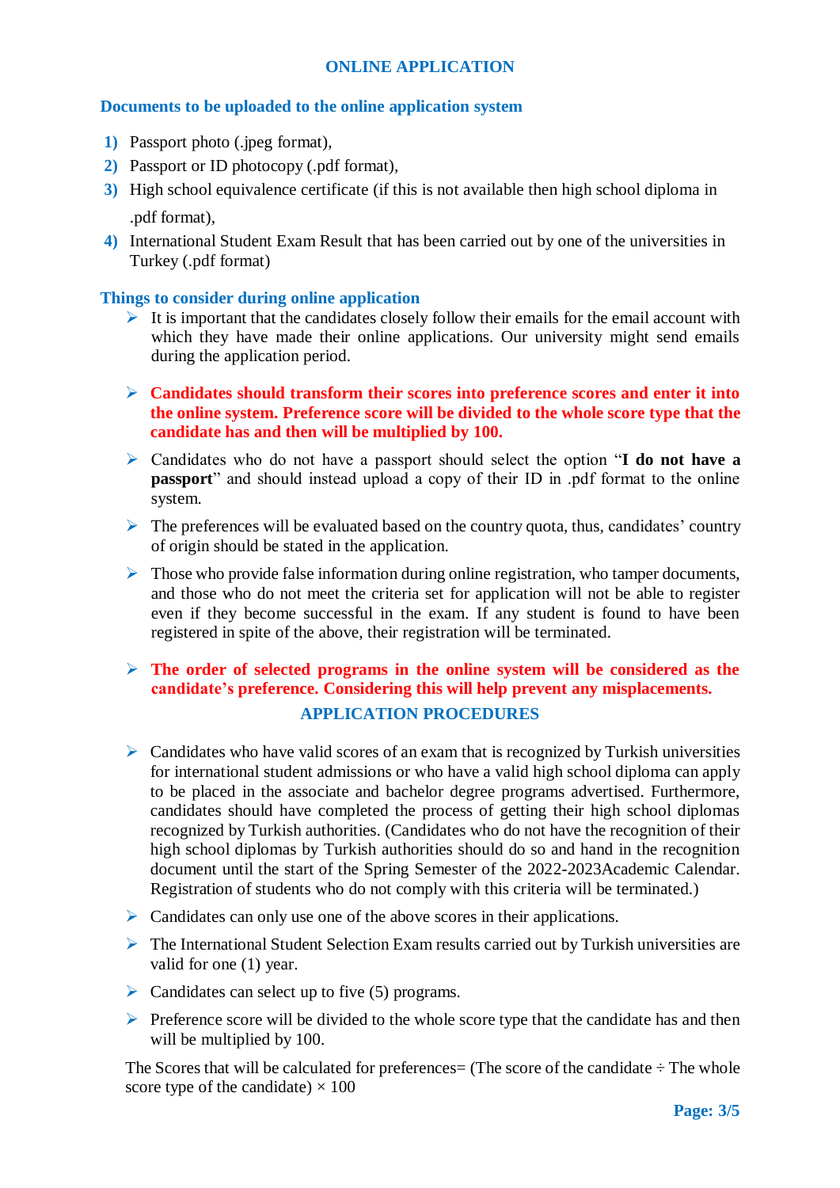## ONLINE APPLICATION

### Documents to be uploaded to the online application system

1) Passport photo (.jpeg format),
2) Passport or ID photocopy (.pdf format),
3) High school equivalence certificate (if this is not available then high school diploma in .pdf format),
4) International Student Exam Result that has been carried out by one of the universities in Turkey (.pdf format)

### Things to consider during online application

- It is important that the candidates closely follow their emails for the email account with which they have made their online applications. Our university might send emails during the application period.
- **Candidates should transform their scores into preference scores and enter it into the online system. Preference score will be divided to the whole score type that the candidate has and then will be multiplied by 100.**
- Candidates who do not have a passport should select the option "**I do not have a passport**" and should instead upload a copy of their ID in .pdf format to the online system.
- The preferences will be evaluated based on the country quota, thus, candidates' country of origin should be stated in the application.
- Those who provide false information during online registration, who tamper documents, and those who do not meet the criteria set for application will not be able to register even if they become successful in the exam. If any student is found to have been registered in spite of the above, their registration will be terminated.
- **The order of selected programs in the online system will be considered as the candidate's preference. Considering this will help prevent any misplacements.**

## APPLICATION PROCEDURES

- Candidates who have valid scores of an exam that is recognized by Turkish universities for international student admissions or who have a valid high school diploma can apply to be placed in the associate and bachelor degree programs advertised. Furthermore, candidates should have completed the process of getting their high school diplomas recognized by Turkish authorities. (Candidates who do not have the recognition of their high school diplomas by Turkish authorities should do so and hand in the recognition document until the start of the Spring Semester of the 2022-2023Academic Calendar. Registration of students who do not comply with this criteria will be terminated.)
- Candidates can only use one of the above scores in their applications.
- The International Student Selection Exam results carried out by Turkish universities are valid for one (1) year.
- Candidates can select up to five (5) programs.
- Preference score will be divided to the whole score type that the candidate has and then will be multiplied by 100.

The Scores that will be calculated for preferences= (The score of the candidate ÷ The whole score type of the candidate) × 100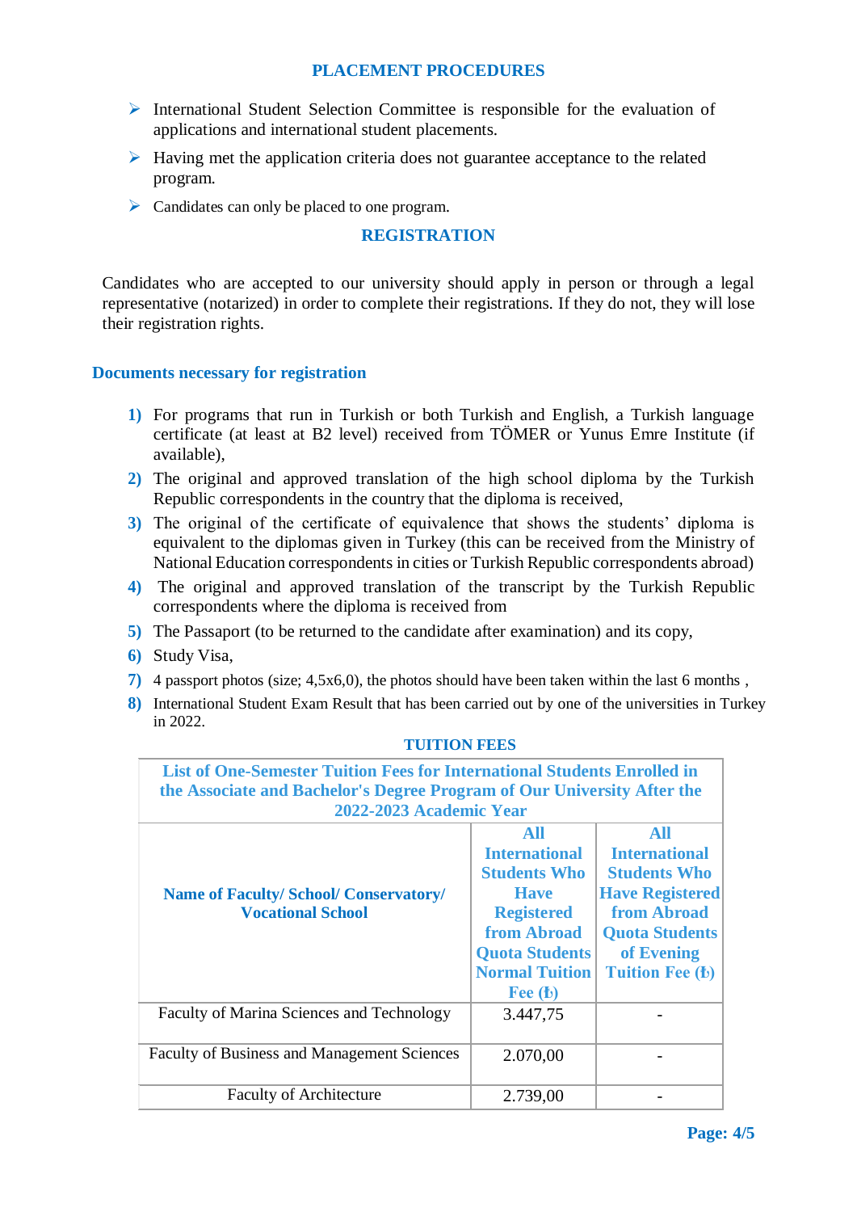## PLACEMENT PROCEDURES

- International Student Selection Committee is responsible for the evaluation of applications and international student placements.
- Having met the application criteria does not guarantee acceptance to the related program.
- Candidates can only be placed to one program.

## REGISTRATION

Candidates who are accepted to our university should apply in person or through a legal representative (notarized) in order to complete their registrations. If they do not, they will lose their registration rights.

### Documents necessary for registration

1) For programs that run in Turkish or both Turkish and English, a Turkish language certificate (at least at B2 level) received from TÖMER or Yunus Emre Institute (if available),
2) The original and approved translation of the high school diploma by the Turkish Republic correspondents in the country that the diploma is received,
3) The original of the certificate of equivalence that shows the students' diploma is equivalent to the diplomas given in Turkey (this can be received from the Ministry of National Education correspondents in cities or Turkish Republic correspondents abroad)
4) The original and approved translation of the transcript by the Turkish Republic correspondents where the diploma is received from
5) The Passaport (to be returned to the candidate after examination) and its copy,
6) Study Visa,
7) 4 passport photos (size; 4,5x6,0), the photos should have been taken within the last 6 months ,
8) International Student Exam Result that has been carried out by one of the universities in Turkey in 2022.

## TUITION FEES

| List of One-Semester Tuition Fees for International Students Enrolled in the Associate and Bachelor's Degree Program of Our University After the 2022-2023 Academic Year | | |
|---|---|---|
| **Name of Faculty/ School/ Conservatory/ Vocational School** | **All International Students Who Have Registered from Abroad Quota Students Normal Tuition Fee (₺)** | **All International Students Who Have Registered from Abroad Quota Students of Evening Tuition Fee (₺)** |
| Faculty of Marina Sciences and Technology | 3.447,75 | - |
| Faculty of Business and Management Sciences | 2.070,00 | - |
| Faculty of Architecture | 2.739,00 | - |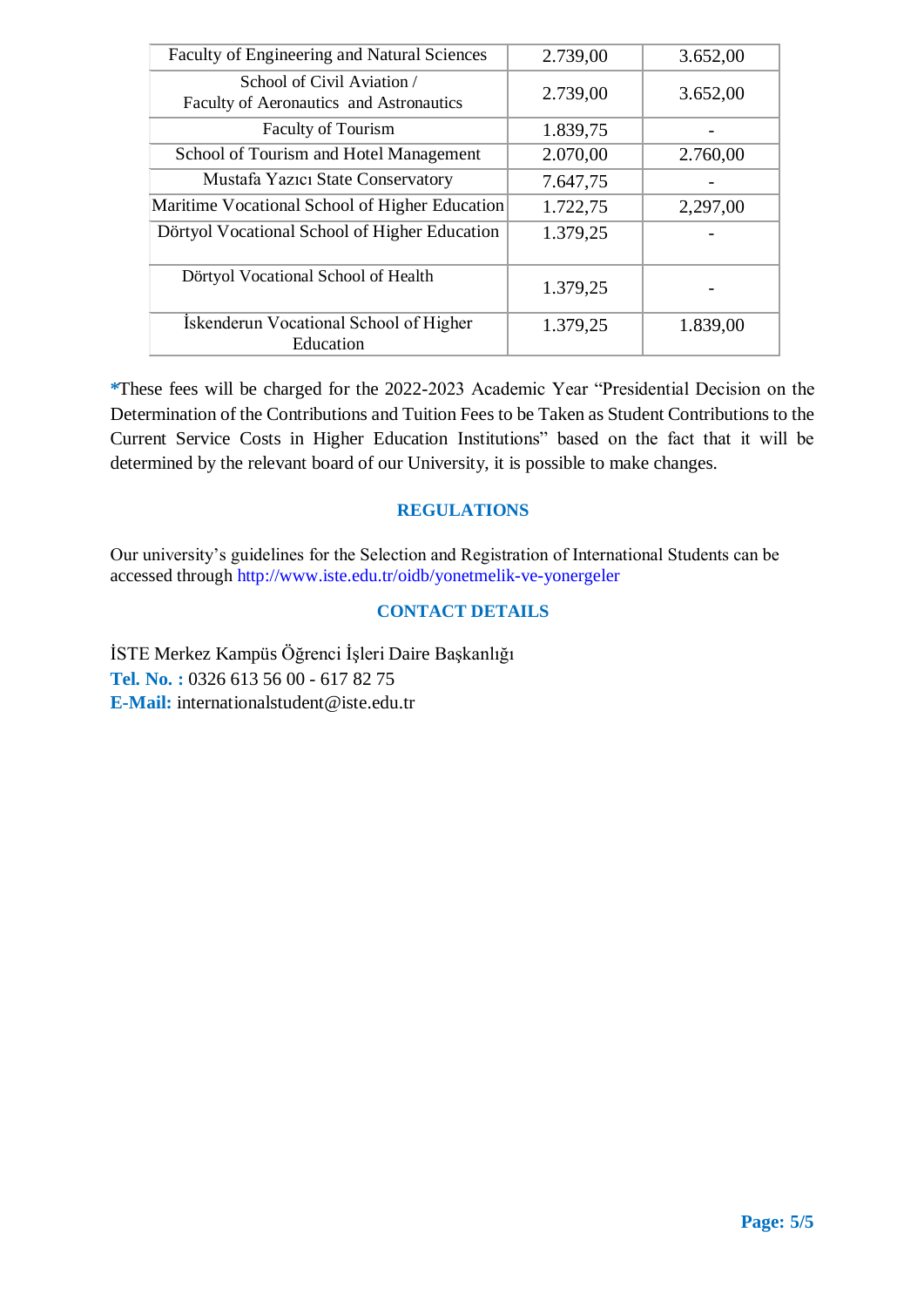| | | |
|---|---|---|
| Faculty of Engineering and Natural Sciences | 2.739,00 | 3.652,00 |
| School of Civil Aviation / Faculty of Aeronautics and Astronautics | 2.739,00 | 3.652,00 |
| Faculty of Tourism | 1.839,75 | - |
| School of Tourism and Hotel Management | 2.070,00 | 2.760,00 |
| Mustafa Yazıcı State Conservatory | 7.647,75 | - |
| Maritime Vocational School of Higher Education | 1.722,75 | 2,297,00 |
| Dörtyol Vocational School of Higher Education | 1.379,25 | - |
| Dörtyol Vocational School of Health | 1.379,25 | - |
| İskenderun Vocational School of Higher Education | 1.379,25 | 1.839,00 |

*These fees will be charged for the 2022-2023 Academic Year "Presidential Decision on the Determination of the Contributions and Tuition Fees to be Taken as Student Contributions to the Current Service Costs in Higher Education Institutions" based on the fact that it will be determined by the relevant board of our University, it is possible to make changes.

## REGULATIONS

Our university's guidelines for the Selection and Registration of International Students can be accessed through http://www.iste.edu.tr/oidb/yonetmelik-ve-yonergeler

## CONTACT DETAILS

İSTE Merkez Kampüs Öğrenci İşleri Daire Başkanlığı
**Tel. No. :** 0326 613 56 00 - 617 82 75
**E-Mail:** internationalstudent@iste.edu.tr